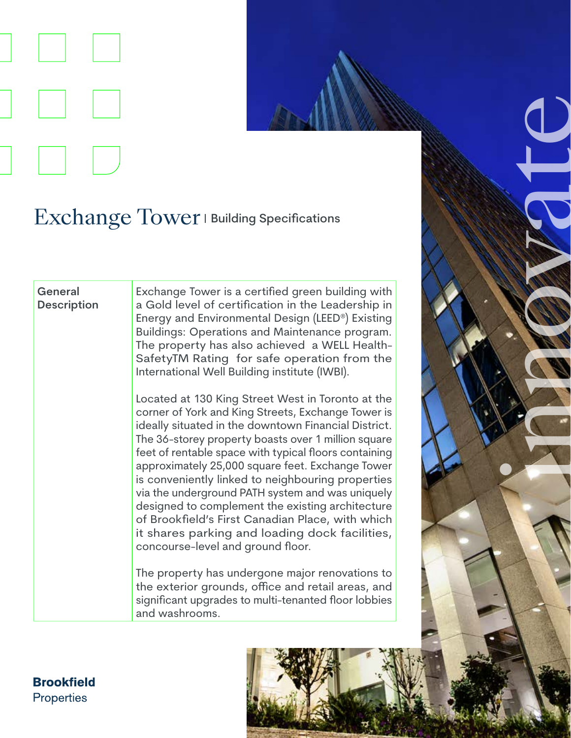# Exchange Tower | Building Specifications

| General Description | Exchange Tower is a certified green building with a Gold level of certification in the Leadership in Energy and Environmental Design (LEED®) Existing Buildings: Operations and Maintenance program. The property has also achieved a WELL Health-SafetyTM Rating for safe operation from the International Well Building institute (IWBI).<br><br>Located at 130 King Street West in Toronto at the corner of York and King Streets, Exchange Tower is ideally situated in the downtown Financial District. The 36-storey property boasts over 1 million square feet of rentable space with typical floors containing approximately 25,000 square feet. Exchange Tower is conveniently linked to neighbouring properties via the underground PATH system and was uniquely designed to complement the existing architecture of Brookfield's First Canadian Place, with which it shares parking and loading dock facilities, concourse-level and ground floor.<br><br>The property has undergone major renovations to the exterior grounds, office and retail areas, and significant upgrades to multi-tenanted floor lobbies and washrooms. |
|---|---|

innovate

**Brookfield**
Properties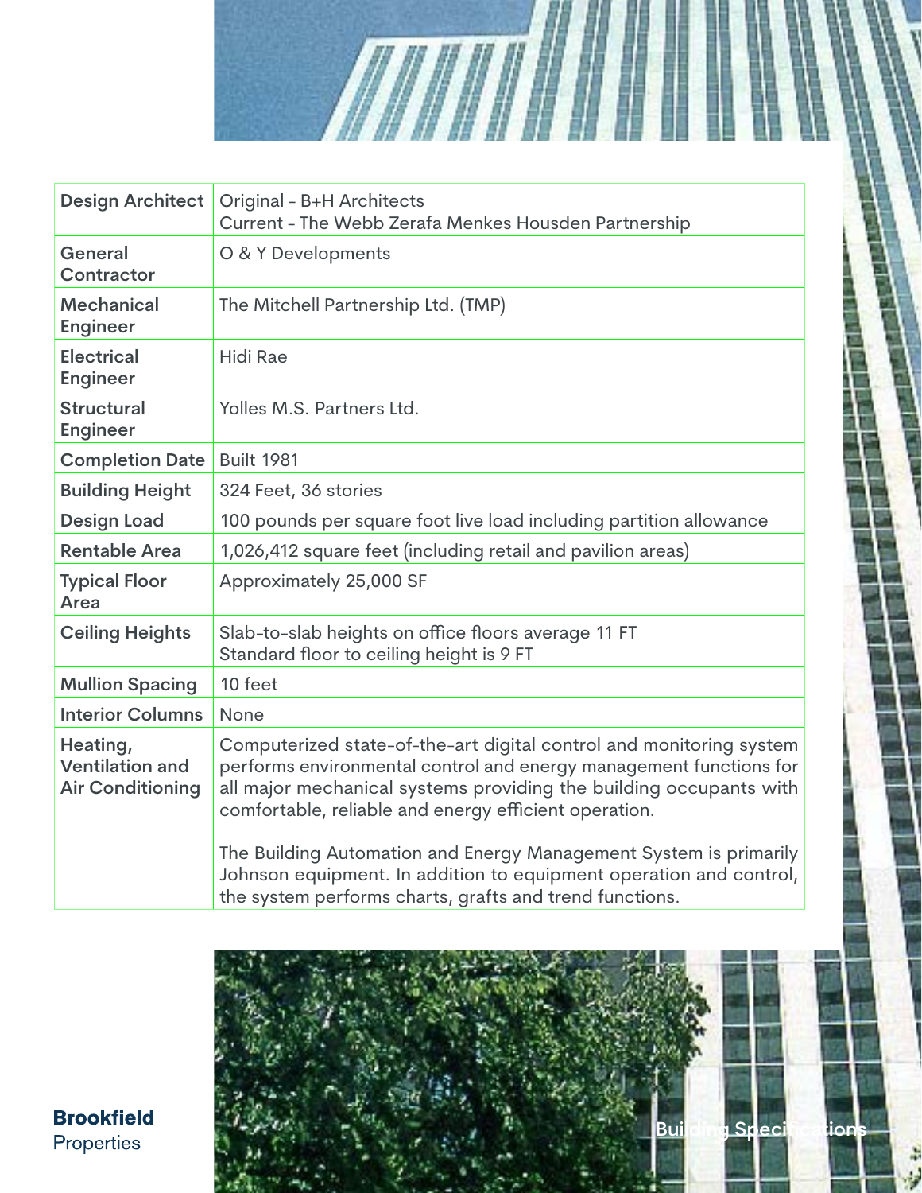| Design Architect | Original - B+H Architects<br>Current - The Webb Zerafa Menkes Housden Partnership |
|---|---|
| General Contractor | O & Y Developments |
| Mechanical Engineer | The Mitchell Partnership Ltd. (TMP) |
| Electrical Engineer | Hidi Rae |
| Structural Engineer | Yolles M.S. Partners Ltd. |
| Completion Date | Built 1981 |
| Building Height | 324 Feet, 36 stories |
| Design Load | 100 pounds per square foot live load including partition allowance |
| Rentable Area | 1,026,412 square feet (including retail and pavilion areas) |
| Typical Floor Area | Approximately 25,000 SF |
| Ceiling Heights | Slab-to-slab heights on office floors average 11 FT<br>Standard floor to ceiling height is 9 FT |
| Mullion Spacing | 10 feet |
| Interior Columns | None |
| Heating, Ventilation and Air Conditioning | Computerized state-of-the-art digital control and monitoring system performs environmental control and energy management functions for all major mechanical systems providing the building occupants with comfortable, reliable and energy efficient operation.<br><br>The Building Automation and Energy Management System is primarily Johnson equipment. In addition to equipment operation and control, the system performs charts, grafts and trend functions. |

**Brookfield**
Properties

Building Specifications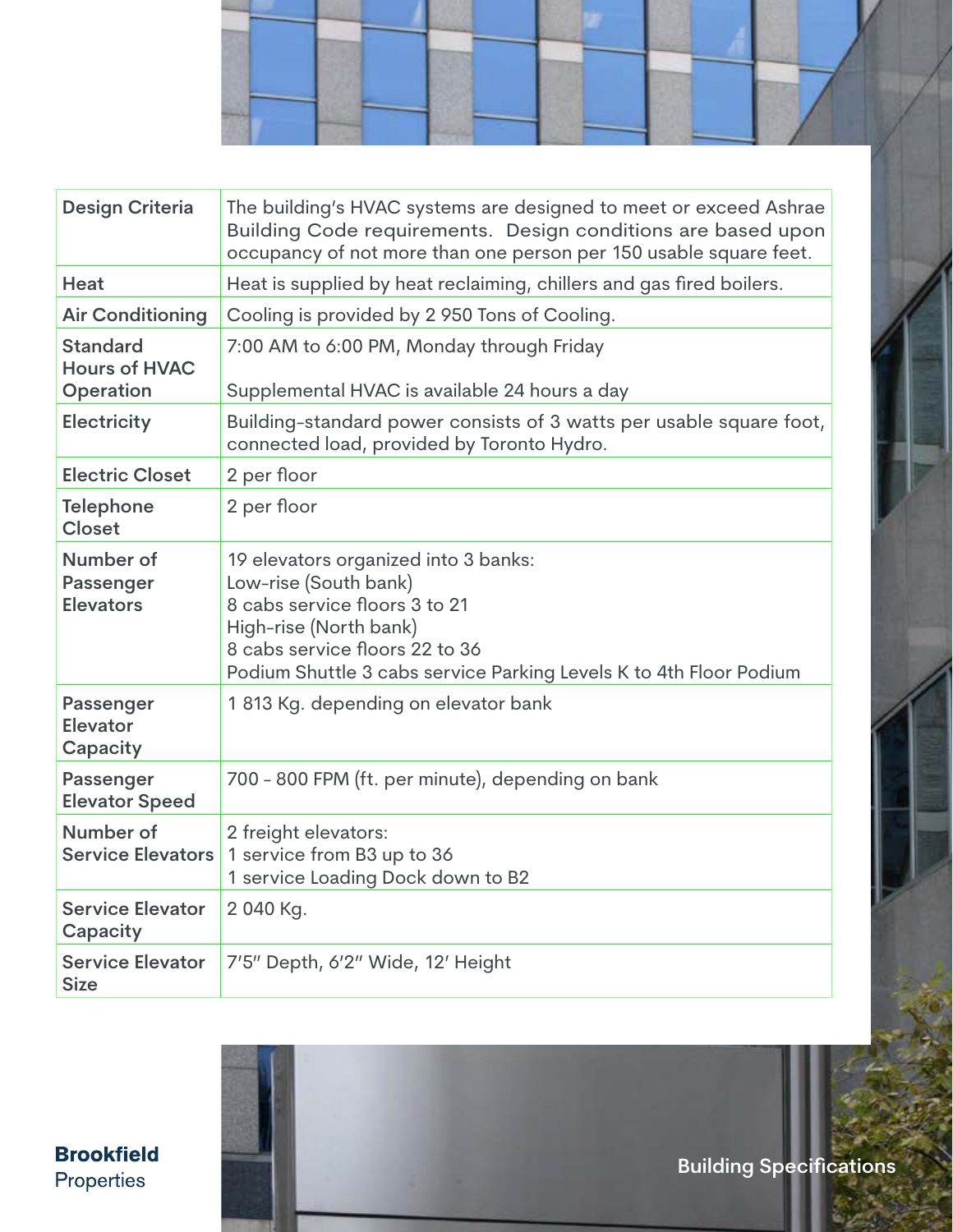| Design Criteria | The building's HVAC systems are designed to meet or exceed Ashrae Building Code requirements. Design conditions are based upon occupancy of not more than one person per 150 usable square feet. |
|---|---|
| Heat | Heat is supplied by heat reclaiming, chillers and gas fired boilers. |
| Air Conditioning | Cooling is provided by 2 950 Tons of Cooling. |
| Standard Hours of HVAC Operation | 7:00 AM to 6:00 PM, Monday through Friday<br><br>Supplemental HVAC is available 24 hours a day |
| Electricity | Building-standard power consists of 3 watts per usable square foot, connected load, provided by Toronto Hydro. |
| Electric Closet | 2 per floor |
| Telephone Closet | 2 per floor |
| Number of Passenger Elevators | 19 elevators organized into 3 banks:<br>Low-rise (South bank)<br>8 cabs service floors 3 to 21<br>High-rise (North bank)<br>8 cabs service floors 22 to 36<br>Podium Shuttle 3 cabs service Parking Levels K to 4th Floor Podium |
| Passenger Elevator Capacity | 1 813 Kg. depending on elevator bank |
| Passenger Elevator Speed | 700 - 800 FPM (ft. per minute), depending on bank |
| Number of Service Elevators | 2 freight elevators:<br>1 service from B3 up to 36<br>1 service Loading Dock down to B2 |
| Service Elevator Capacity | 2 040 Kg. |
| Service Elevator Size | 7'5" Depth, 6'2" Wide, 12' Height |

**Brookfield** Properties

Building Specifications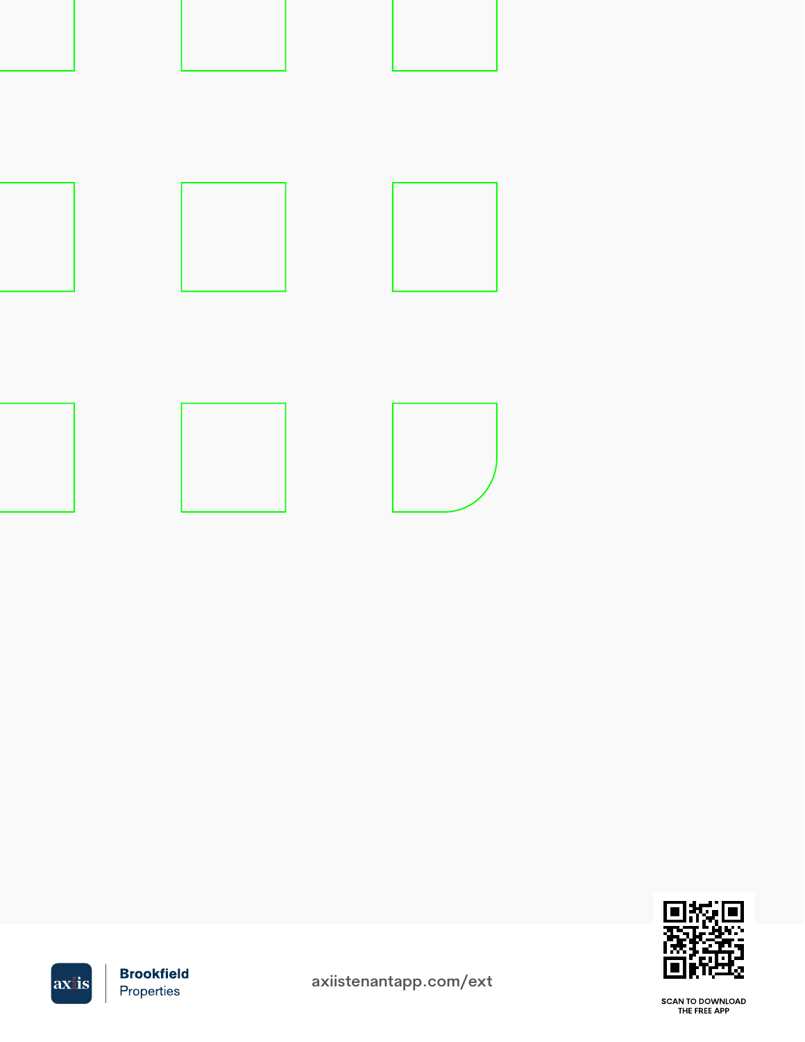axiis | Brookfield Properties

axiistenantapp.com/ext

SCAN TO DOWNLOAD
THE FREE APP